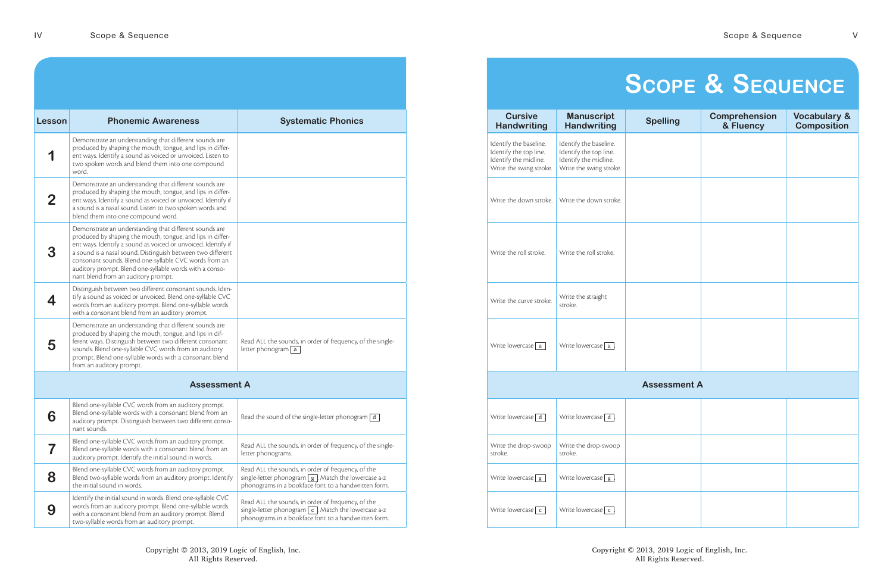# Scope & Sequence

| Lesson | Phonemic Awareness | Systematic Phonics | Cursive Handwriting | Manuscript Handwriting | Spelling | Comprehension & Fluency | Vocabulary & Composition |
|---|---|---|---|---|---|---|---|
| 1 | Demonstrate an understanding that different sounds are produced by shaping the mouth, tongue, and lips in different ways. Identify a sound as voiced or unvoiced. Listen to two spoken words and blend them into one compound word. | | Identify the baseline. Identify the top line. Identify the midline. Write the swing stroke. | Identify the baseline. Identify the top line. Identify the midline. Write the swing stroke. | | | |
| 2 | Demonstrate an understanding that different sounds are produced by shaping the mouth, tongue, and lips in different ways. Identify a sound as voiced or unvoiced. Identify if a sound is a nasal sound. Listen to two spoken words and blend them into one compound word. | | Write the down stroke. | Write the down stroke. | | | |
| 3 | Demonstrate an understanding that different sounds are produced by shaping the mouth, tongue, and lips in different ways. Identify a sound as voiced or unvoiced. Identify if a sound is a nasal sound. Distinguish between two different consonant sounds. Blend one-syllable CVC words from an auditory prompt. Blend one-syllable words with a consonant blend from an auditory prompt. | | Write the roll stroke. | Write the roll stroke. | | | |
| 4 | Distinguish between two different consonant sounds. Identify a sound as voiced or unvoiced. Blend one-syllable CVC words from an auditory prompt. Blend one-syllable words with a consonant blend from an auditory prompt. | | Write the curve stroke. | Write the straight stroke. | | | |
| 5 | Demonstrate an understanding that different sounds are produced by shaping the mouth, tongue, and lips in different ways. Distinguish between two different consonant sounds. Blend one-syllable CVC words from an auditory prompt. Blend one-syllable words with a consonant blend from an auditory prompt. | Read ALL the sounds, in order of frequency, of the single-letter phonogram [a]. | Write lowercase [a] | Write lowercase [a] | | | |
| **Assessment A** | | | | | | | |
| 6 | Blend one-syllable CVC words from an auditory prompt. Blend one-syllable words with a consonant blend from an auditory prompt. Distinguish between two different consonant sounds. | Read the sound of the single-letter phonogram [d] | Write lowercase [d] | Write lowercase [d] | | | |
| 7 | Blend one-syllable CVC words from an auditory prompt. Blend one-syllable words with a consonant blend from an auditory prompt. Identify the initial sound in words. | Read ALL the sounds, in order of frequency, of the single-letter phonograms. | Write the drop-swoop stroke. | Write the drop-swoop stroke. | | | |
| 8 | Blend one-syllable CVC words from an auditory prompt. Blend two-syllable words from an auditory prompt. Identify the initial sound in words. | Read ALL the sounds, in order of frequency, of the single-letter phonogram [g]. Match the lowercase a-z phonograms in a bookface font to a handwritten form. | Write lowercase [g] | Write lowercase [g] | | | |
| 9 | Identify the initial sound in words. Blend one-syllable CVC words from an auditory prompt. Blend one-syllable words with a consonant blend from an auditory prompt. Blend two-syllable words from an auditory prompt. | Read ALL the sounds, in order of frequency, of the single-letter phonogram [c]. Match the lowercase a-z phonograms in a bookface font to a handwritten form. | Write lowercase [c] | Write lowercase [c] | | | |

Copyright © 2013, 2019 Logic of English, Inc.
All Rights Reserved.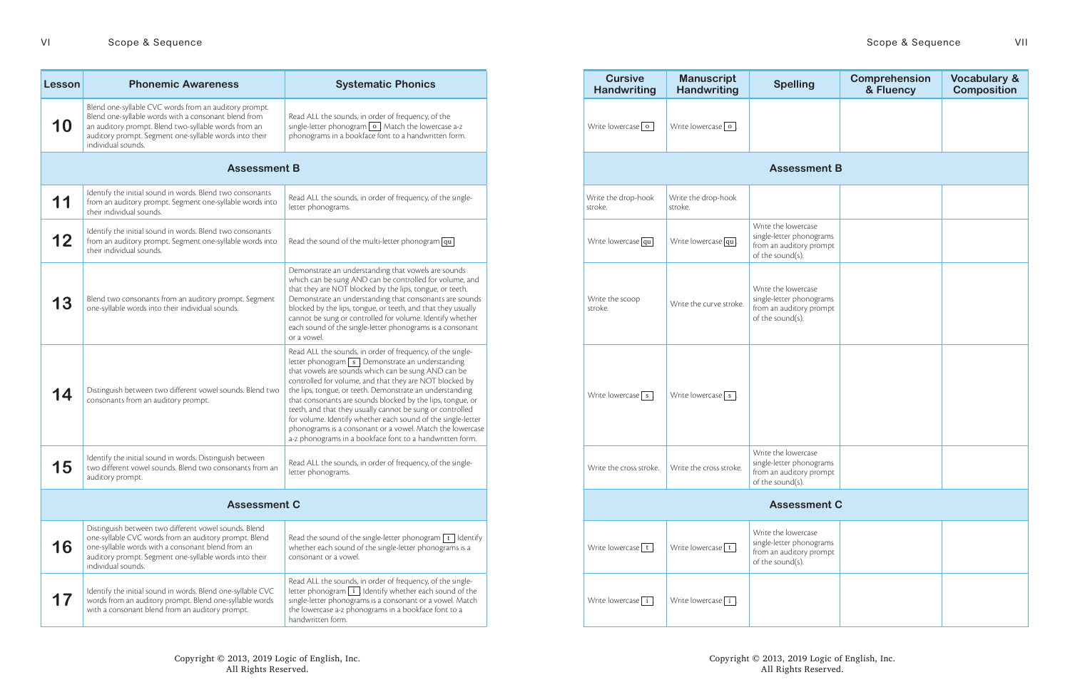| Lesson | Phonemic Awareness | Systematic Phonics | Cursive Handwriting | Manuscript Handwriting | Spelling | Comprehension & Fluency | Vocabulary & Composition |
|---|---|---|---|---|---|---|---|
| **10** | Blend one-syllable CVC words from an auditory prompt. Blend one-syllable words with a consonant blend from an auditory prompt. Blend two-syllable words from an auditory prompt. Segment one-syllable words into their individual sounds. | Read ALL the sounds, in order of frequency, of the single-letter phonogram o. Match the lowercase a-z phonograms in a bookface font to a handwritten form. | Write lowercase o | Write lowercase o | | | |
| | **Assessment B** | | | | | | |
| **11** | Identify the initial sound in words. Blend two consonants from an auditory prompt. Segment one-syllable words into their individual sounds. | Read ALL the sounds, in order of frequency, of the single-letter phonograms. | Write the drop-hook stroke. | Write the drop-hook stroke. | | | |
| **12** | Identify the initial sound in words. Blend two consonants from an auditory prompt. Segment one-syllable words into their individual sounds. | Read the sound of the multi-letter phonogram qu | Write lowercase qu | Write lowercase qu | Write the lowercase single-letter phonograms from an auditory prompt of the sound(s). | | |
| **13** | Blend two consonants from an auditory prompt. Segment one-syllable words into their individual sounds. | Demonstrate an understanding that vowels are sounds which can be sung AND can be controlled for volume, and that they are NOT blocked by the lips, tongue, or teeth. Demonstrate an understanding that consonants are sounds blocked by the lips, tongue, or teeth, and that they usually cannot be sung or controlled for volume. Identify whether each sound of the single-letter phonograms is a consonant or a vowel. | Write the scoop stroke. | Write the curve stroke. | Write the lowercase single-letter phonograms from an auditory prompt of the sound(s). | | |
| **14** | Distinguish between two different vowel sounds. Blend two consonants from an auditory prompt. | Read ALL the sounds, in order of frequency, of the single-letter phonogram s. Demonstrate an understanding that vowels are sounds which can be sung AND can be controlled for volume, and that they are NOT blocked by the lips, tongue, or teeth. Demonstrate an understanding that consonants are sounds blocked by the lips, tongue, or teeth, and that they usually cannot be sung or controlled for volume. Identify whether each sound of the single-letter phonograms is a consonant or a vowel. Match the lowercase a-z phonograms in a bookface font to a handwritten form. | Write lowercase s | Write lowercase s | | | |
| **15** | Identify the initial sound in words. Distinguish between two different vowel sounds. Blend two consonants from an auditory prompt. | Read ALL the sounds, in order of frequency, of the single-letter phonograms. | Write the cross stroke. | Write the cross stroke. | Write the lowercase single-letter phonograms from an auditory prompt of the sound(s). | | |
| | **Assessment C** | | | | | | |
| **16** | Distinguish between two different vowel sounds. Blend one-syllable CVC words from an auditory prompt. Blend one-syllable words with a consonant blend from an auditory prompt. Segment one-syllable words into their individual sounds. | Read the sound of the single-letter phonogram t. Identify whether each sound of the single-letter phonograms is a consonant or a vowel. | Write lowercase t | Write lowercase t | Write the lowercase single-letter phonograms from an auditory prompt of the sound(s). | | |
| **17** | Identify the initial sound in words. Blend one-syllable CVC words from an auditory prompt. Blend one-syllable words with a consonant blend from an auditory prompt. | Read ALL the sounds, in order of frequency, of the single-letter phonogram i. Identify whether each sound of the single-letter phonograms is a consonant or a vowel. Match the lowercase a-z phonograms in a bookface font to a handwritten form. | Write lowercase i | Write lowercase i | | | |

Copyright © 2013, 2019 Logic of English, Inc.
All Rights Reserved.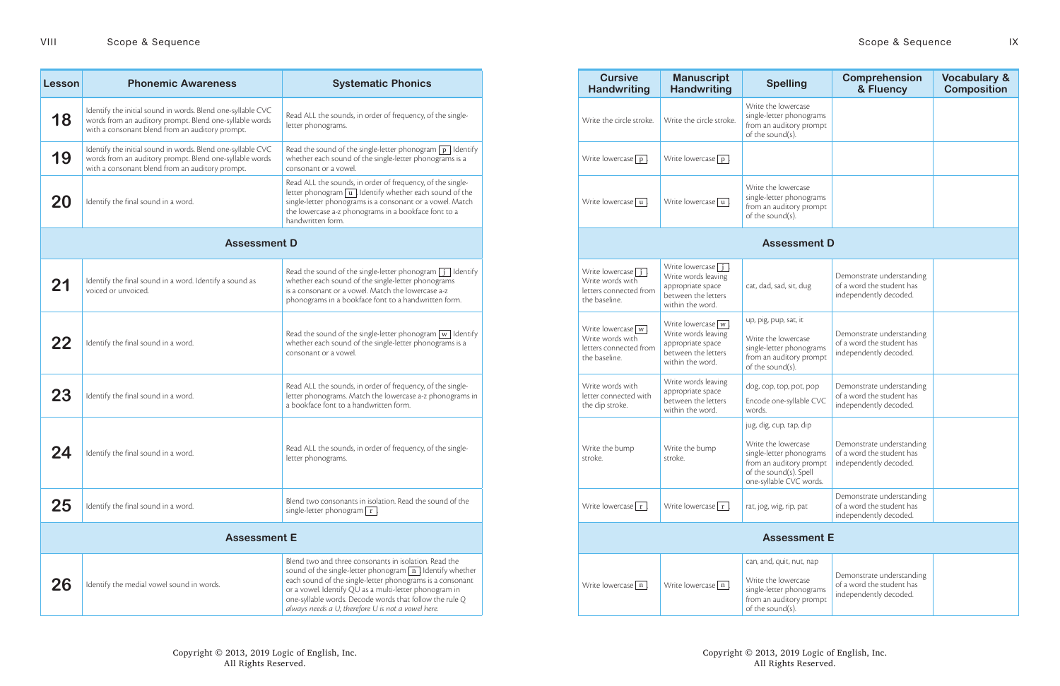## Scope & Sequence

| Lesson | Phonemic Awareness | Systematic Phonics | Cursive Handwriting | Manuscript Handwriting | Spelling | Comprehension & Fluency | Vocabulary & Composition |
|---|---|---|---|---|---|---|---|
| 18 | Identify the initial sound in words. Blend one-syllable CVC words from an auditory prompt. Blend one-syllable words with a consonant blend from an auditory prompt. | Read ALL the sounds, in order of frequency, of the single-letter phonograms. | Write the circle stroke. | Write the circle stroke. | Write the lowercase single-letter phonograms from an auditory prompt of the sound(s). | | |
| 19 | Identify the initial sound in words. Blend one-syllable CVC words from an auditory prompt. Blend one-syllable words with a consonant blend from an auditory prompt. | Read the sound of the single-letter phonogram p. Identify whether each sound of the single-letter phonograms is a consonant or a vowel. | Write lowercase p | Write lowercase p | | | |
| 20 | Identify the final sound in a word. | Read ALL the sounds, in order of frequency, of the single-letter phonogram u. Identify whether each sound of the single-letter phonograms is a consonant or a vowel. Match the lowercase a-z phonograms in a bookface font to a handwritten form. | Write lowercase u | Write lowercase u | Write the lowercase single-letter phonograms from an auditory prompt of the sound(s). | | |
| **Assessment D** | | | | | | | |
| 21 | Identify the final sound in a word. Identify a sound as voiced or unvoiced. | Read the sound of the single-letter phonogram j. Identify whether each sound of the single-letter phonograms is a consonant or a vowel. Match the lowercase a-z phonograms in a bookface font to a handwritten form. | Write lowercase j. Write words with letters connected from the baseline. | Write lowercase j. Write words leaving appropriate space between the letters within the word. | cat, dad, sad, sit, dug | Demonstrate understanding of a word the student has independently decoded. | |
| 22 | Identify the final sound in a word. | Read the sound of the single-letter phonogram w. Identify whether each sound of the single-letter phonograms is a consonant or a vowel. | Write lowercase w. Write words with letters connected from the baseline. | Write lowercase w. Write words leaving appropriate space between the letters within the word. | up, pig, pup, sat, it<br><br>Write the lowercase single-letter phonograms from an auditory prompt of the sound(s). | Demonstrate understanding of a word the student has independently decoded. | |
| 23 | Identify the final sound in a word. | Read ALL the sounds, in order of frequency, of the single-letter phonograms. Match the lowercase a-z phonograms in a bookface font to a handwritten form. | Write words with letter connected with the dip stroke. | Write words leaving appropriate space between the letters within the word. | dog, cop, top, pot, pop<br><br>Encode one-syllable CVC words. | Demonstrate understanding of a word the student has independently decoded. | |
| 24 | Identify the final sound in a word. | Read ALL the sounds, in order of frequency, of the single-letter phonograms. | Write the bump stroke. | Write the bump stroke. | jug, dig, cup, tap, dip<br><br>Write the lowercase single-letter phonograms from an auditory prompt of the sound(s). Spell one-syllable CVC words. | Demonstrate understanding of a word the student has independently decoded. | |
| 25 | Identify the final sound in a word. | Blend two consonants in isolation. Read the sound of the single-letter phonogram r. | Write lowercase r | Write lowercase r | rat, jog, wig, rip, pat | Demonstrate understanding of a word the student has independently decoded. | |
| **Assessment E** | | | | | | | |
| 26 | Identify the medial vowel sound in words. | Blend two and three consonants in isolation. Read the sound of the single-letter phonogram n. Identify whether each sound of the single-letter phonograms is a consonant or a vowel. Identify QU as a multi-letter phonogram in one-syllable words. Decode words that follow the rule *Q always needs a U; therefore U is not a vowel here.* | Write lowercase n | Write lowercase n | can, and, quit, nut, nap<br><br>Write the lowercase single-letter phonograms from an auditory prompt of the sound(s). | Demonstrate understanding of a word the student has independently decoded. | |

Copyright © 2013, 2019 Logic of English, Inc.
All Rights Reserved.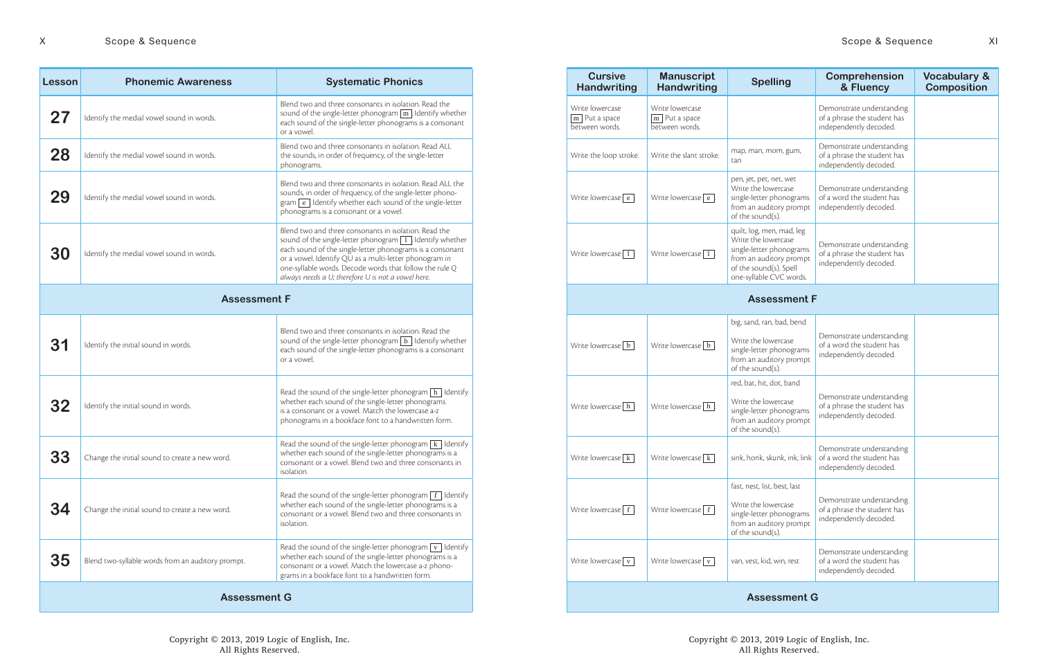| Lesson | Phonemic Awareness | Systematic Phonics |
|---|---|---|
| 27 | Identify the medial vowel sound in words. | Blend two and three consonants in isolation. Read the sound of the single-letter phonogram [m] Identify whether each sound of the single-letter phonograms is a consonant or a vowel. |
| 28 | Identify the medial vowel sound in words. | Blend two and three consonants in isolation. Read ALL the sounds, in order of frequency, of the single-letter phonograms. |
| 29 | Identify the medial vowel sound in words. | Blend two and three consonants in isolation. Read ALL the sounds, in order of frequency, of the single-letter phonogram [e] Identify whether each sound of the single-letter phonograms is a consonant or a vowel. |
| 30 | Identify the medial vowel sound in words. | Blend two and three consonants in isolation. Read the sound of the single-letter phonogram [l] Identify whether each sound of the single-letter phonograms is a consonant or a vowel. Identify QU as a multi-letter phonogram in one-syllable words. Decode words that follow the rule *Q always needs a U; therefore U is not a vowel here.* |
| **Assessment F** | | |
| 31 | Identify the initial sound in words. | Blend two and three consonants in isolation. Read the sound of the single-letter phonogram [b] Identify whether each sound of the single-letter phonograms is a consonant or a vowel. |
| 32 | Identify the initial sound in words. | Read the sound of the single-letter phonogram [h] Identify whether each sound of the single-letter phonograms is a consonant or a vowel. Match the lowercase a-z phonograms in a bookface font to a handwritten form. |
| 33 | Change the initial sound to create a new word. | Read the sound of the single-letter phonogram [k] Identify whether each sound of the single-letter phonograms is a consonant or a vowel. Blend two and three consonants in isolation. |
| 34 | Change the initial sound to create a new word. | Read the sound of the single-letter phonogram [f] Identify whether each sound of the single-letter phonograms is a consonant or a vowel. Blend two and three consonants in isolation. |
| 35 | Blend two-syllable words from an auditory prompt. | Read the sound of the single-letter phonogram [v] Identify whether each sound of the single-letter phonograms is a consonant or a vowel. Match the lowercase a-z phonograms in a bookface font to a handwritten form. |
| **Assessment G** | | |

| Cursive Handwriting | Manuscript Handwriting | Spelling | Comprehension & Fluency | Vocabulary & Composition |
|---|---|---|---|---|
| Write lowercase [m] Put a space between words. | Write lowercase [m] Put a space between words. | | Demonstrate understanding of a phrase the student has independently decoded. | |
| Write the loop stroke. | Write the slant stroke. | map, man, mom, gum, tan | Demonstrate understanding of a phrase the student has independently decoded. | |
| Write lowercase [e] | Write lowercase [e] | pen, jet, pet, net, wet Write the lowercase single-letter phonograms from an auditory prompt of the sound(s). | Demonstrate understanding of a word the student has independently decoded. | |
| Write lowercase [l] | Write lowercase [l] | quilt, log, men, mad, leg Write the lowercase single-letter phonograms from an auditory prompt of the sound(s). Spell one-syllable CVC words. | Demonstrate understanding of a phrase the student has independently decoded. | |
| **Assessment F** | | | | |
| Write lowercase [b] | Write lowercase [b] | big, sand, ran, bad, bend<br>Write the lowercase single-letter phonograms from an auditory prompt of the sound(s). | Demonstrate understanding of a word the student has independently decoded. | |
| Write lowercase [h] | Write lowercase [h] | red, bat, hit, dot, band<br>Write the lowercase single-letter phonograms from an auditory prompt of the sound(s). | Demonstrate understanding of a phrase the student has independently decoded. | |
| Write lowercase [k] | Write lowercase [k] | sink, honk, skunk, ink, link | Demonstrate understanding of a word the student has independently decoded. | |
| Write lowercase [f] | Write lowercase [f] | fast, nest, list, best, last<br>Write the lowercase single-letter phonograms from an auditory prompt of the sound(s). | Demonstrate understanding of a phrase the student has independently decoded. | |
| Write lowercase [v] | Write lowercase [v] | van, vest, kid, win, rest | Demonstrate understanding of a word the student has independently decoded. | |
| **Assessment G** | | | | |

Copyright © 2013, 2019 Logic of English, Inc.
All Rights Reserved.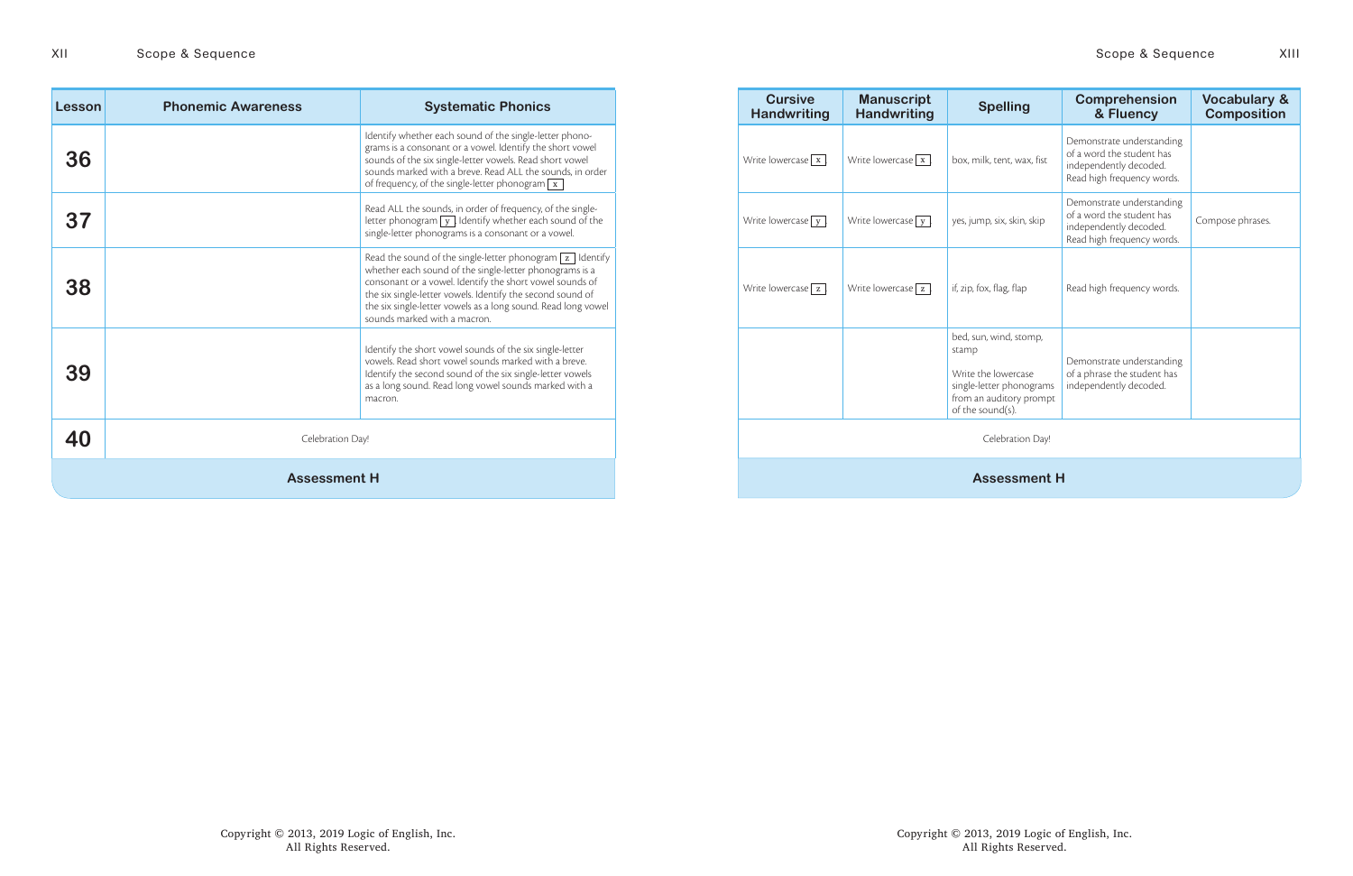| Lesson | Phonemic Awareness | Systematic Phonics |
|---|---|---|
| 36 | | Identify whether each sound of the single-letter phonograms is a consonant or a vowel. Identify the short vowel sounds of the six single-letter vowels. Read short vowel sounds marked with a breve. Read ALL the sounds, in order of frequency, of the single-letter phonogram x |
| 37 | | Read ALL the sounds, in order of frequency, of the single-letter phonogram y. Identify whether each sound of the single-letter phonograms is a consonant or a vowel. |
| 38 | | Read the sound of the single-letter phonogram z. Identify whether each sound of the single-letter phonograms is a consonant or a vowel. Identify the short vowel sounds of the six single-letter vowels. Identify the second sound of the six single-letter vowels as a long sound. Read long vowel sounds marked with a macron. |
| 39 | | Identify the short vowel sounds of the six single-letter vowels. Read short vowel sounds marked with a breve. Identify the second sound of the six single-letter vowels as a long sound. Read long vowel sounds marked with a macron. |
| 40 | Celebration Day! | |
| Assessment H | | |

| Cursive Handwriting | Manuscript Handwriting | Spelling | Comprehension & Fluency | Vocabulary & Composition |
|---|---|---|---|---|
| Write lowercase x | Write lowercase x | box, milk, tent, wax, fist | Demonstrate understanding of a word the student has independently decoded. Read high frequency words. | |
| Write lowercase y | Write lowercase y | yes, jump, six, skin, skip | Demonstrate understanding of a word the student has independently decoded. Read high frequency words. | Compose phrases. |
| Write lowercase z | Write lowercase z | if, zip, fox, flag, flap | Read high frequency words. | |
| | | bed, sun, wind, stomp, stamp<br><br>Write the lowercase single-letter phonograms from an auditory prompt of the sound(s). | Demonstrate understanding of a phrase the student has independently decoded. | |
| Celebration Day! | | | | |
| Assessment H | | | | |

Copyright © 2013, 2019 Logic of English, Inc.
All Rights Reserved.